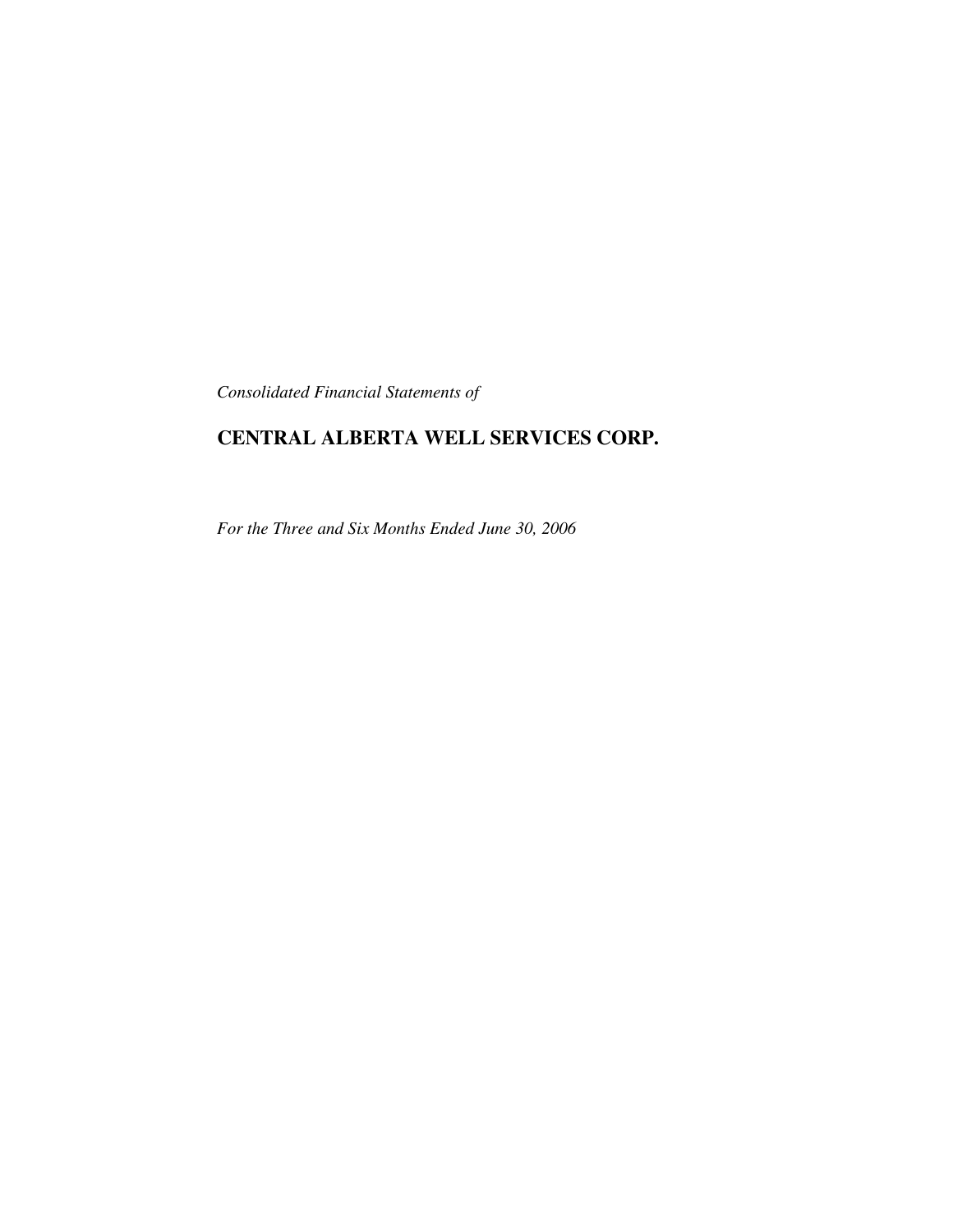*Consolidated Financial Statements of*

# CENTRAL ALBERTA WELL SERVICES CORP.

*For the Three and Six Months Ended June 30, 2006*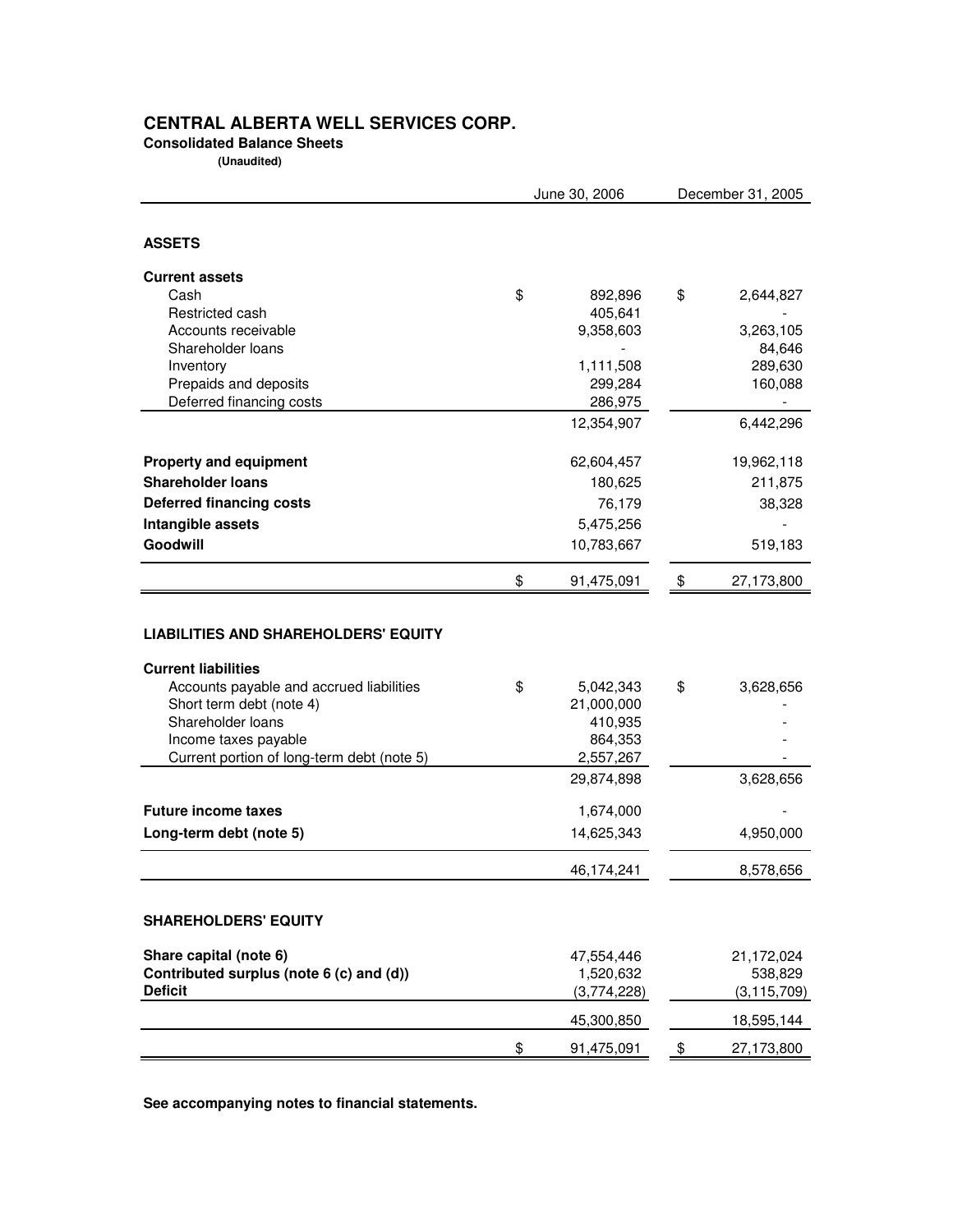# CENTRAL ALBERTA WELL SERVICES CORP.

**Consolidated Balance Sheets**

**(Unaudited)**

| | June 30, 2006 | December 31, 2005 |
|---|---|---|
| **ASSETS** | | |
| **Current assets** | | |
| Cash | $ 892,896 | $ 2,644,827 |
| Restricted cash | 405,641 | - |
| Accounts receivable | 9,358,603 | 3,263,105 |
| Shareholder loans | - | 84,646 |
| Inventory | 1,111,508 | 289,630 |
| Prepaids and deposits | 299,284 | 160,088 |
| Deferred financing costs | 286,975 | - |
| | 12,354,907 | 6,442,296 |
| **Property and equipment** | 62,604,457 | 19,962,118 |
| **Shareholder loans** | 180,625 | 211,875 |
| **Deferred financing costs** | 76,179 | 38,328 |
| **Intangible assets** | 5,475,256 | - |
| **Goodwill** | 10,783,667 | 519,183 |
| | $ 91,475,091 | $ 27,173,800 |
| **LIABILITIES AND SHAREHOLDERS' EQUITY** | | |
| **Current liabilities** | | |
| Accounts payable and accrued liabilities | $ 5,042,343 | $ 3,628,656 |
| Short term debt (note 4) | 21,000,000 | - |
| Shareholder loans | 410,935 | - |
| Income taxes payable | 864,353 | - |
| Current portion of long-term debt (note 5) | 2,557,267 | - |
| | 29,874,898 | 3,628,656 |
| **Future income taxes** | 1,674,000 | - |
| **Long-term debt (note 5)** | 14,625,343 | 4,950,000 |
| | 46,174,241 | 8,578,656 |
| **SHAREHOLDERS' EQUITY** | | |
| **Share capital (note 6)** | 47,554,446 | 21,172,024 |
| **Contributed surplus (note 6 (c) and (d))** | 1,520,632 | 538,829 |
| **Deficit** | (3,774,228) | (3,115,709) |
| | 45,300,850 | 18,595,144 |
| | $ 91,475,091 | $ 27,173,800 |

**See accompanying notes to financial statements.**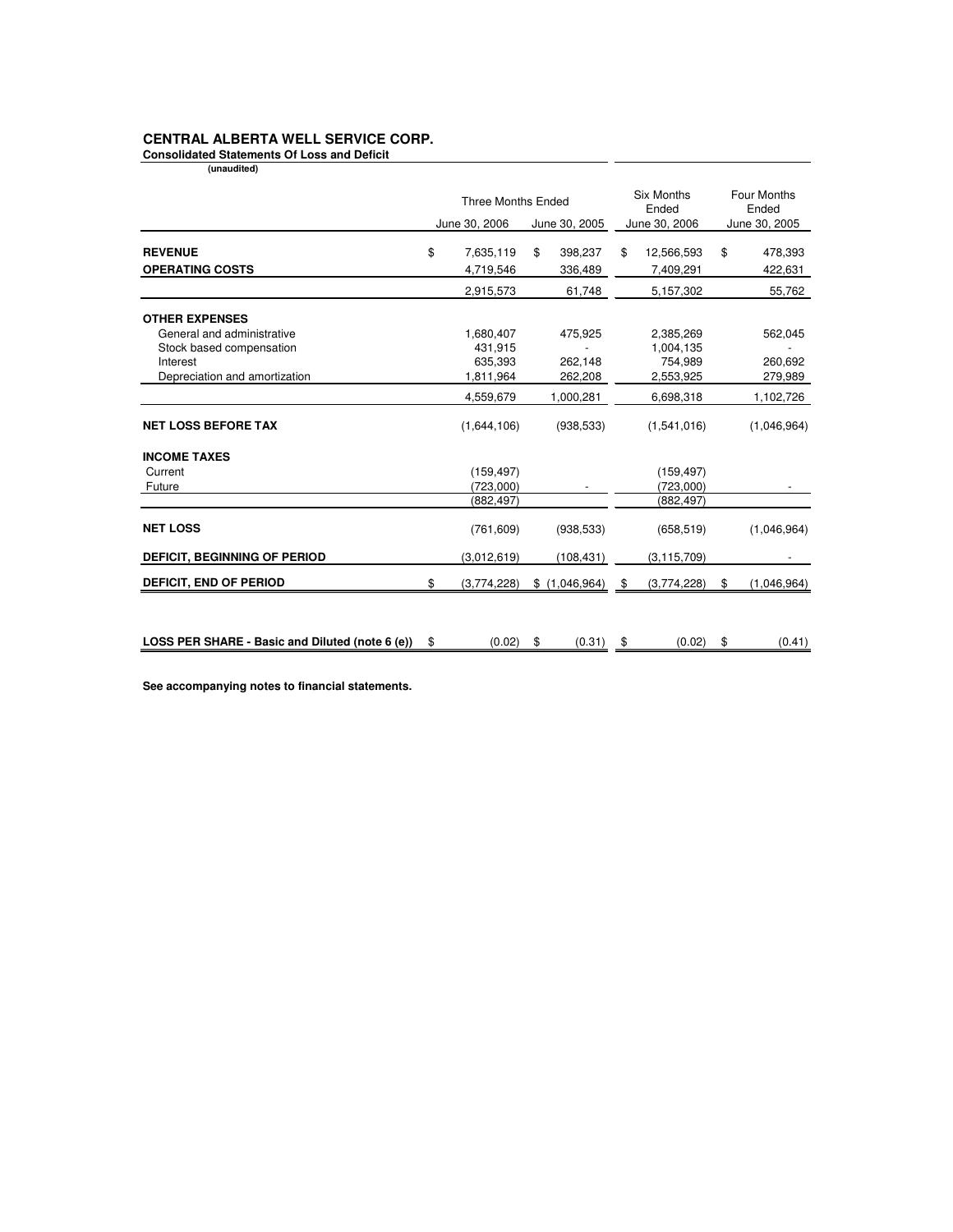# CENTRAL ALBERTA WELL SERVICE CORP.

**Consolidated Statements Of Loss and Deficit**

**(unaudited)**

| | Three Months Ended | | Six Months Ended | Four Months Ended |
|---|---|---|---|---|
| | June 30, 2006 | June 30, 2005 | June 30, 2006 | June 30, 2005 |
| **REVENUE** | $ 7,635,119 | $ 398,237 | $ 12,566,593 | $ 478,393 |
| **OPERATING COSTS** | 4,719,546 | 336,489 | 7,409,291 | 422,631 |
| | 2,915,573 | 61,748 | 5,157,302 | 55,762 |
| **OTHER EXPENSES** | | | | |
| General and administrative | 1,680,407 | 475,925 | 2,385,269 | 562,045 |
| Stock based compensation | 431,915 | - | 1,004,135 | - |
| Interest | 635,393 | 262,148 | 754,989 | 260,692 |
| Depreciation and amortization | 1,811,964 | 262,208 | 2,553,925 | 279,989 |
| | 4,559,679 | 1,000,281 | 6,698,318 | 1,102,726 |
| **NET LOSS BEFORE TAX** | (1,644,106) | (938,533) | (1,541,016) | (1,046,964) |
| **INCOME TAXES** | | | | |
| Current | (159,497) | | (159,497) | |
| Future | (723,000) | - | (723,000) | - |
| | (882,497) | | (882,497) | |
| **NET LOSS** | (761,609) | (938,533) | (658,519) | (1,046,964) |
| **DEFICIT, BEGINNING OF PERIOD** | (3,012,619) | (108,431) | (3,115,709) | - |
| **DEFICIT, END OF PERIOD** | $ (3,774,228) | $ (1,046,964) | $ (3,774,228) | $ (1,046,964) |
| **LOSS PER SHARE - Basic and Diluted (note 6 (e))** | $ (0.02) | $ (0.31) | $ (0.02) | $ (0.41) |

**See accompanying notes to financial statements.**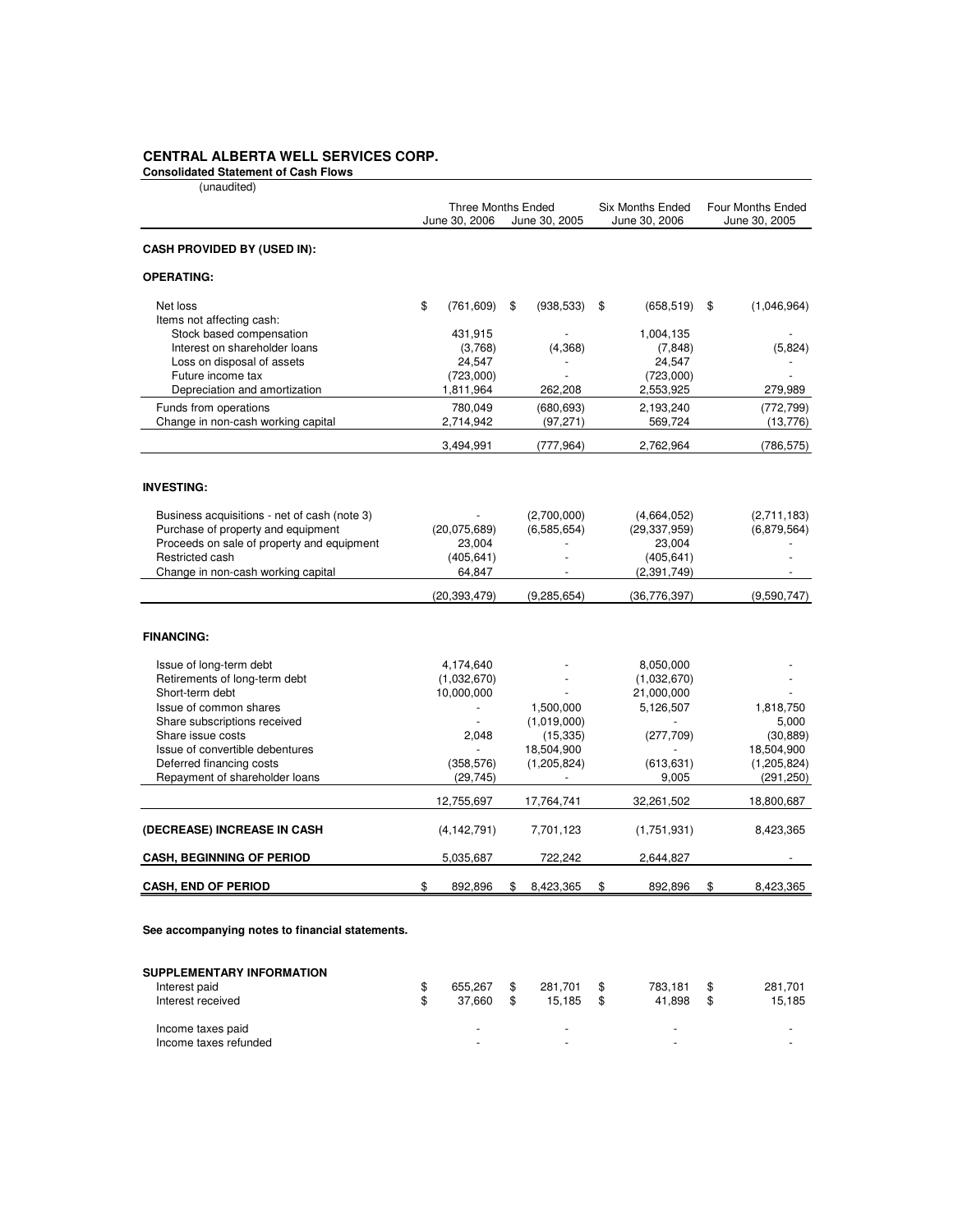**CENTRAL ALBERTA WELL SERVICES CORP.**

**Consolidated Statement of Cash Flows**

(unaudited)

| | Three Months Ended June 30, 2006 | Three Months Ended June 30, 2005 | Six Months Ended June 30, 2006 | Four Months Ended June 30, 2005 |
|---|---|---|---|---|
| **CASH PROVIDED BY (USED IN):** | | | | |
| **OPERATING:** | | | | |
| Net loss | $ (761,609) | $ (938,533) | $ (658,519) | $ (1,046,964) |
| Items not affecting cash: | | | | |
| Stock based compensation | 431,915 | - | 1,004,135 | - |
| Interest on shareholder loans | (3,768) | (4,368) | (7,848) | (5,824) |
| Loss on disposal of assets | 24,547 | - | 24,547 | - |
| Future income tax | (723,000) | - | (723,000) | - |
| Depreciation and amortization | 1,811,964 | 262,208 | 2,553,925 | 279,989 |
| Funds from operations | 780,049 | (680,693) | 2,193,240 | (772,799) |
| Change in non-cash working capital | 2,714,942 | (97,271) | 569,724 | (13,776) |
| | 3,494,991 | (777,964) | 2,762,964 | (786,575) |
| **INVESTING:** | | | | |
| Business acquisitions - net of cash (note 3) | - | (2,700,000) | (4,664,052) | (2,711,183) |
| Purchase of property and equipment | (20,075,689) | (6,585,654) | (29,337,959) | (6,879,564) |
| Proceeds on sale of property and equipment | 23,004 | - | 23,004 | - |
| Restricted cash | (405,641) | - | (405,641) | - |
| Change in non-cash working capital | 64,847 | - | (2,391,749) | - |
| | (20,393,479) | (9,285,654) | (36,776,397) | (9,590,747) |
| **FINANCING:** | | | | |
| Issue of long-term debt | 4,174,640 | - | 8,050,000 | - |
| Retirements of long-term debt | (1,032,670) | - | (1,032,670) | - |
| Short-term debt | 10,000,000 | - | 21,000,000 | - |
| Issue of common shares | - | 1,500,000 | 5,126,507 | 1,818,750 |
| Share subscriptions received | - | (1,019,000) | - | 5,000 |
| Share issue costs | 2,048 | (15,335) | (277,709) | (30,889) |
| Issue of convertible debentures | - | 18,504,900 | - | 18,504,900 |
| Deferred financing costs | (358,576) | (1,205,824) | (613,631) | (1,205,824) |
| Repayment of shareholder loans | (29,745) | - | 9,005 | (291,250) |
| | 12,755,697 | 17,764,741 | 32,261,502 | 18,800,687 |
| **(DECREASE) INCREASE IN CASH** | (4,142,791) | 7,701,123 | (1,751,931) | 8,423,365 |
| **CASH, BEGINNING OF PERIOD** | 5,035,687 | 722,242 | 2,644,827 | - |
| **CASH, END OF PERIOD** | $ 892,896 | $ 8,423,365 | $ 892,896 | $ 8,423,365 |

**See accompanying notes to financial statements.**

| **SUPPLEMENTARY INFORMATION** | | | | |
|---|---|---|---|---|
| Interest paid | $ 655,267 | $ 281,701 | $ 783,181 | $ 281,701 |
| Interest received | $ 37,660 | $ 15,185 | $ 41,898 | $ 15,185 |
| Income taxes paid | - | - | - | - |
| Income taxes refunded | - | - | - | - |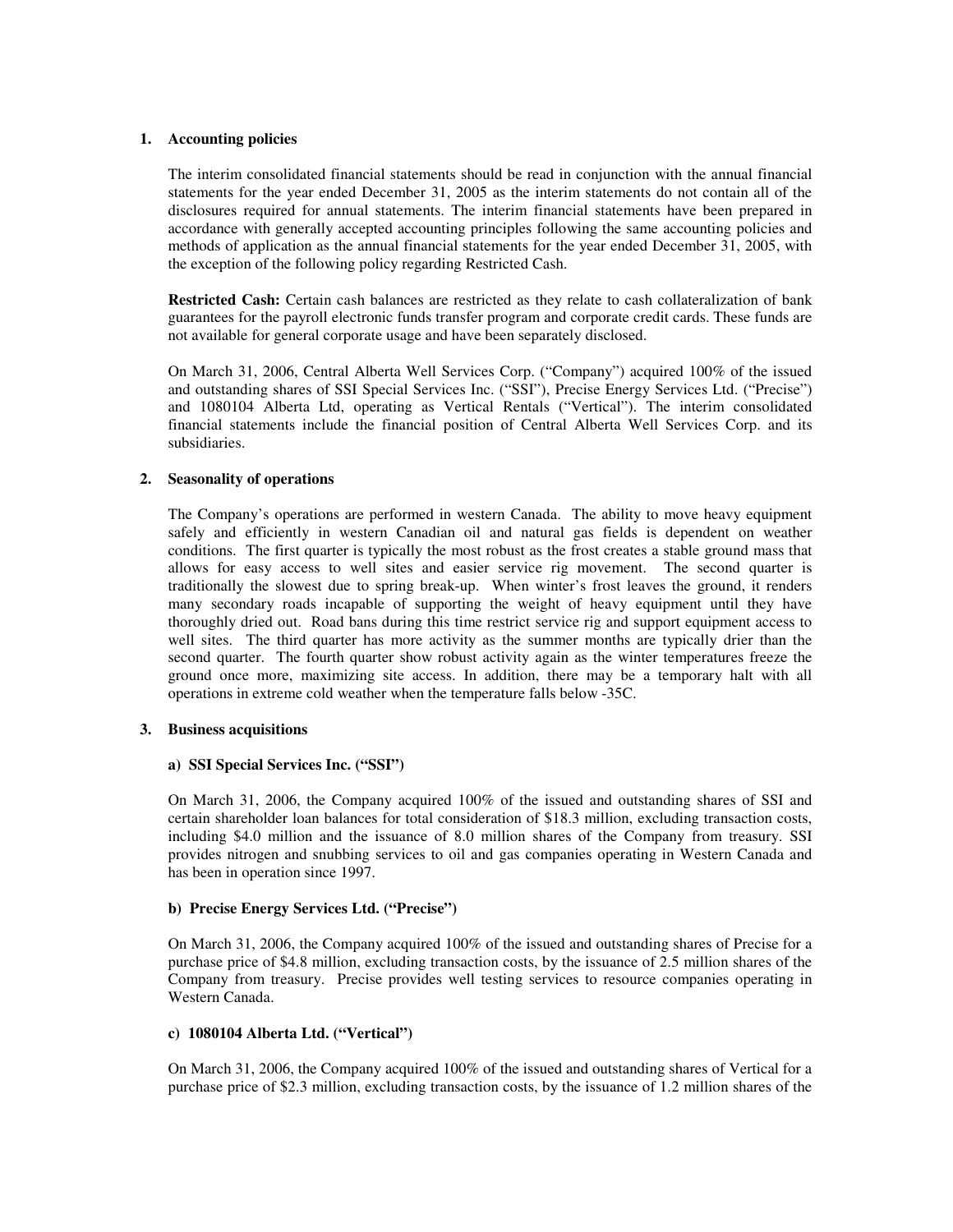## 1. Accounting policies

The interim consolidated financial statements should be read in conjunction with the annual financial statements for the year ended December 31, 2005 as the interim statements do not contain all of the disclosures required for annual statements. The interim financial statements have been prepared in accordance with generally accepted accounting principles following the same accounting policies and methods of application as the annual financial statements for the year ended December 31, 2005, with the exception of the following policy regarding Restricted Cash.

**Restricted Cash:** Certain cash balances are restricted as they relate to cash collateralization of bank guarantees for the payroll electronic funds transfer program and corporate credit cards. These funds are not available for general corporate usage and have been separately disclosed.

On March 31, 2006, Central Alberta Well Services Corp. ("Company") acquired 100% of the issued and outstanding shares of SSI Special Services Inc. ("SSI"), Precise Energy Services Ltd. ("Precise") and 1080104 Alberta Ltd, operating as Vertical Rentals ("Vertical"). The interim consolidated financial statements include the financial position of Central Alberta Well Services Corp. and its subsidiaries.

## 2. Seasonality of operations

The Company's operations are performed in western Canada. The ability to move heavy equipment safely and efficiently in western Canadian oil and natural gas fields is dependent on weather conditions. The first quarter is typically the most robust as the frost creates a stable ground mass that allows for easy access to well sites and easier service rig movement. The second quarter is traditionally the slowest due to spring break-up. When winter's frost leaves the ground, it renders many secondary roads incapable of supporting the weight of heavy equipment until they have thoroughly dried out. Road bans during this time restrict service rig and support equipment access to well sites. The third quarter has more activity as the summer months are typically drier than the second quarter. The fourth quarter show robust activity again as the winter temperatures freeze the ground once more, maximizing site access. In addition, there may be a temporary halt with all operations in extreme cold weather when the temperature falls below -35C.

## 3. Business acquisitions

### a) SSI Special Services Inc. ("SSI")

On March 31, 2006, the Company acquired 100% of the issued and outstanding shares of SSI and certain shareholder loan balances for total consideration of $18.3 million, excluding transaction costs, including $4.0 million and the issuance of 8.0 million shares of the Company from treasury. SSI provides nitrogen and snubbing services to oil and gas companies operating in Western Canada and has been in operation since 1997.

### b) Precise Energy Services Ltd. ("Precise")

On March 31, 2006, the Company acquired 100% of the issued and outstanding shares of Precise for a purchase price of $4.8 million, excluding transaction costs, by the issuance of 2.5 million shares of the Company from treasury. Precise provides well testing services to resource companies operating in Western Canada.

### c) 1080104 Alberta Ltd. ("Vertical")

On March 31, 2006, the Company acquired 100% of the issued and outstanding shares of Vertical for a purchase price of $2.3 million, excluding transaction costs, by the issuance of 1.2 million shares of the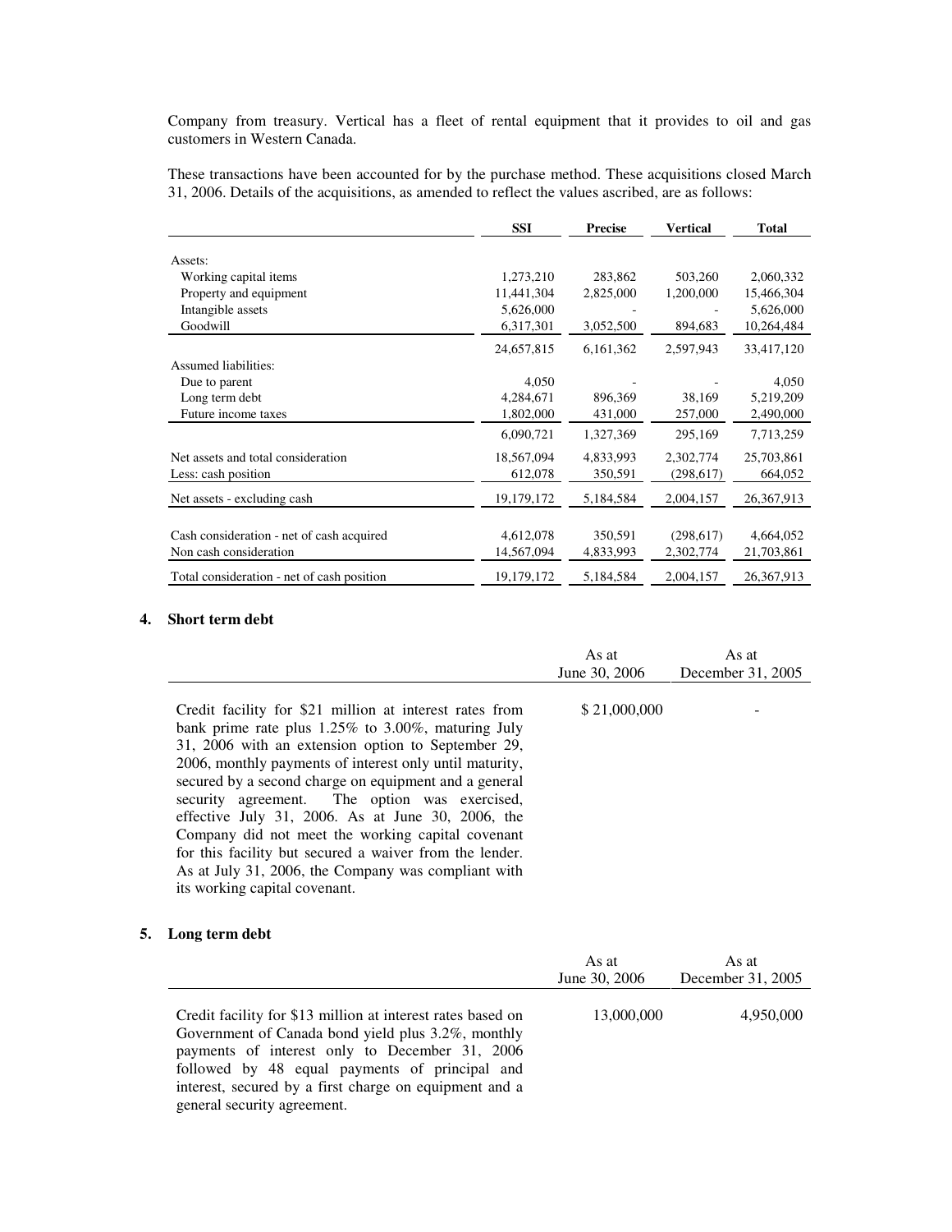Company from treasury. Vertical has a fleet of rental equipment that it provides to oil and gas customers in Western Canada.

These transactions have been accounted for by the purchase method. These acquisitions closed March 31, 2006. Details of the acquisitions, as amended to reflect the values ascribed, are as follows:

| | SSI | Precise | Vertical | Total |
|---|---|---|---|---|
| Assets: | | | | |
| Working capital items | 1,273,210 | 283,862 | 503,260 | 2,060,332 |
| Property and equipment | 11,441,304 | 2,825,000 | 1,200,000 | 15,466,304 |
| Intangible assets | 5,626,000 | - | - | 5,626,000 |
| Goodwill | 6,317,301 | 3,052,500 | 894,683 | 10,264,484 |
| | 24,657,815 | 6,161,362 | 2,597,943 | 33,417,120 |
| Assumed liabilities: | | | | |
| Due to parent | 4,050 | - | - | 4,050 |
| Long term debt | 4,284,671 | 896,369 | 38,169 | 5,219,209 |
| Future income taxes | 1,802,000 | 431,000 | 257,000 | 2,490,000 |
| | 6,090,721 | 1,327,369 | 295,169 | 7,713,259 |
| Net assets and total consideration | 18,567,094 | 4,833,993 | 2,302,774 | 25,703,861 |
| Less: cash position | 612,078 | 350,591 | (298,617) | 664,052 |
| Net assets - excluding cash | 19,179,172 | 5,184,584 | 2,004,157 | 26,367,913 |
| Cash consideration - net of cash acquired | 4,612,078 | 350,591 | (298,617) | 4,664,052 |
| Non cash consideration | 14,567,094 | 4,833,993 | 2,302,774 | 21,703,861 |
| Total consideration - net of cash position | 19,179,172 | 5,184,584 | 2,004,157 | 26,367,913 |

## 4. Short term debt

| | As at June 30, 2006 | As at December 31, 2005 |
|---|---|---|
| Credit facility for $21 million at interest rates from bank prime rate plus 1.25% to 3.00%, maturing July 31, 2006 with an extension option to September 29, 2006, monthly payments of interest only until maturity, secured by a second charge on equipment and a general security agreement. The option was exercised, effective July 31, 2006. As at June 30, 2006, the Company did not meet the working capital covenant for this facility but secured a waiver from the lender. As at July 31, 2006, the Company was compliant with its working capital covenant. | $ 21,000,000 | - |

## 5. Long term debt

| | As at June 30, 2006 | As at December 31, 2005 |
|---|---|---|
| Credit facility for $13 million at interest rates based on Government of Canada bond yield plus 3.2%, monthly payments of interest only to December 31, 2006 followed by 48 equal payments of principal and interest, secured by a first charge on equipment and a general security agreement. | 13,000,000 | 4,950,000 |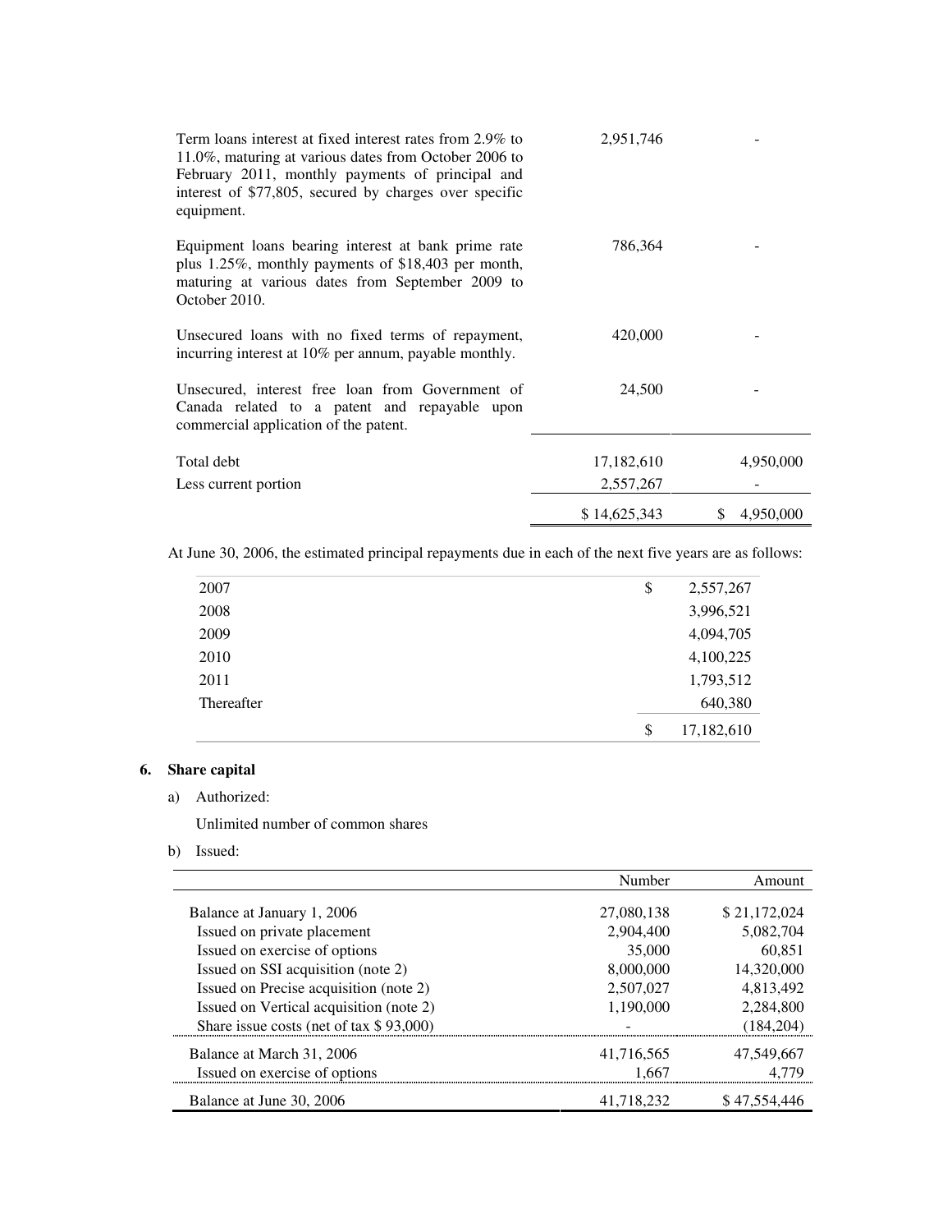| | | |
|---|---|---|
| Term loans interest at fixed interest rates from 2.9% to 11.0%, maturing at various dates from October 2006 to February 2011, monthly payments of principal and interest of $77,805, secured by charges over specific equipment. | 2,951,746 | - |
| Equipment loans bearing interest at bank prime rate plus 1.25%, monthly payments of $18,403 per month, maturing at various dates from September 2009 to October 2010. | 786,364 | - |
| Unsecured loans with no fixed terms of repayment, incurring interest at 10% per annum, payable monthly. | 420,000 | - |
| Unsecured, interest free loan from Government of Canada related to a patent and repayable upon commercial application of the patent. | 24,500 | - |
| Total debt | 17,182,610 | 4,950,000 |
| Less current portion | 2,557,267 | - |
| | $ 14,625,343 | $ 4,950,000 |

At June 30, 2006, the estimated principal repayments due in each of the next five years are as follows:

| | |
|---|---|
| 2007 | $ 2,557,267 |
| 2008 | 3,996,521 |
| 2009 | 4,094,705 |
| 2010 | 4,100,225 |
| 2011 | 1,793,512 |
| Thereafter | 640,380 |
| | $ 17,182,610 |

## 6. Share capital

a) Authorized:

Unlimited number of common shares

b) Issued:

| | Number | Amount |
|---|---|---|
| Balance at January 1, 2006 | 27,080,138 | $ 21,172,024 |
| Issued on private placement | 2,904,400 | 5,082,704 |
| Issued on exercise of options | 35,000 | 60,851 |
| Issued on SSI acquisition (note 2) | 8,000,000 | 14,320,000 |
| Issued on Precise acquisition (note 2) | 2,507,027 | 4,813,492 |
| Issued on Vertical acquisition (note 2) | 1,190,000 | 2,284,800 |
| Share issue costs (net of tax $ 93,000) | - | (184,204) |
| Balance at March 31, 2006 | 41,716,565 | 47,549,667 |
| Issued on exercise of options | 1,667 | 4,779 |
| Balance at June 30, 2006 | 41,718,232 | $ 47,554,446 |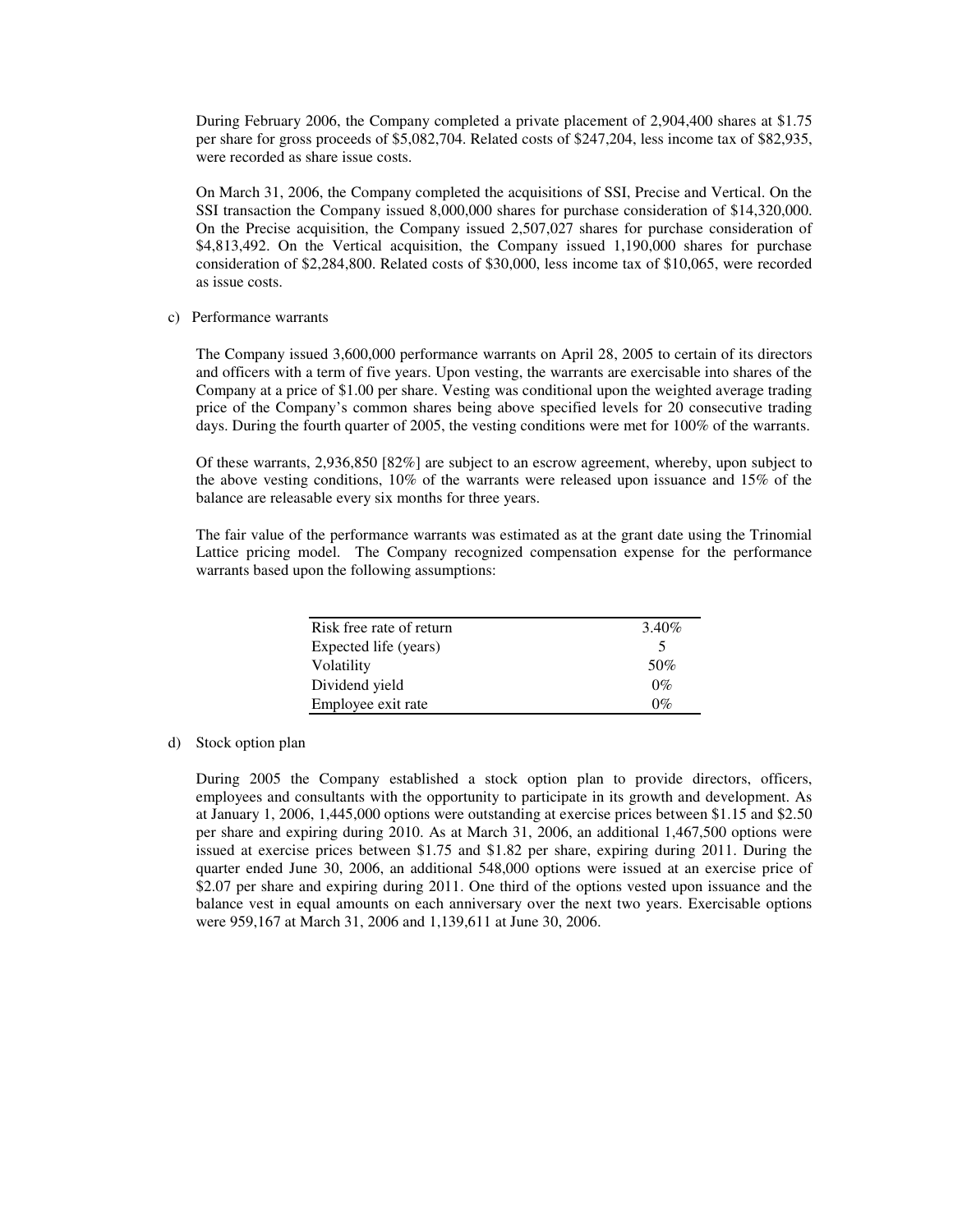During February 2006, the Company completed a private placement of 2,904,400 shares at $1.75 per share for gross proceeds of $5,082,704. Related costs of $247,204, less income tax of $82,935, were recorded as share issue costs.

On March 31, 2006, the Company completed the acquisitions of SSI, Precise and Vertical. On the SSI transaction the Company issued 8,000,000 shares for purchase consideration of $14,320,000. On the Precise acquisition, the Company issued 2,507,027 shares for purchase consideration of $4,813,492. On the Vertical acquisition, the Company issued 1,190,000 shares for purchase consideration of $2,284,800. Related costs of $30,000, less income tax of $10,065, were recorded as issue costs.

c) Performance warrants

The Company issued 3,600,000 performance warrants on April 28, 2005 to certain of its directors and officers with a term of five years. Upon vesting, the warrants are exercisable into shares of the Company at a price of $1.00 per share. Vesting was conditional upon the weighted average trading price of the Company's common shares being above specified levels for 20 consecutive trading days. During the fourth quarter of 2005, the vesting conditions were met for 100% of the warrants.

Of these warrants, 2,936,850 [82%] are subject to an escrow agreement, whereby, upon subject to the above vesting conditions, 10% of the warrants were released upon issuance and 15% of the balance are releasable every six months for three years.

The fair value of the performance warrants was estimated as at the grant date using the Trinomial Lattice pricing model. The Company recognized compensation expense for the performance warrants based upon the following assumptions:

| | |
|---|---|
| Risk free rate of return | 3.40% |
| Expected life (years) | 5 |
| Volatility | 50% |
| Dividend yield | 0% |
| Employee exit rate | 0% |

d) Stock option plan

During 2005 the Company established a stock option plan to provide directors, officers, employees and consultants with the opportunity to participate in its growth and development. As at January 1, 2006, 1,445,000 options were outstanding at exercise prices between $1.15 and $2.50 per share and expiring during 2010. As at March 31, 2006, an additional 1,467,500 options were issued at exercise prices between $1.75 and $1.82 per share, expiring during 2011. During the quarter ended June 30, 2006, an additional 548,000 options were issued at an exercise price of $2.07 per share and expiring during 2011. One third of the options vested upon issuance and the balance vest in equal amounts on each anniversary over the next two years. Exercisable options were 959,167 at March 31, 2006 and 1,139,611 at June 30, 2006.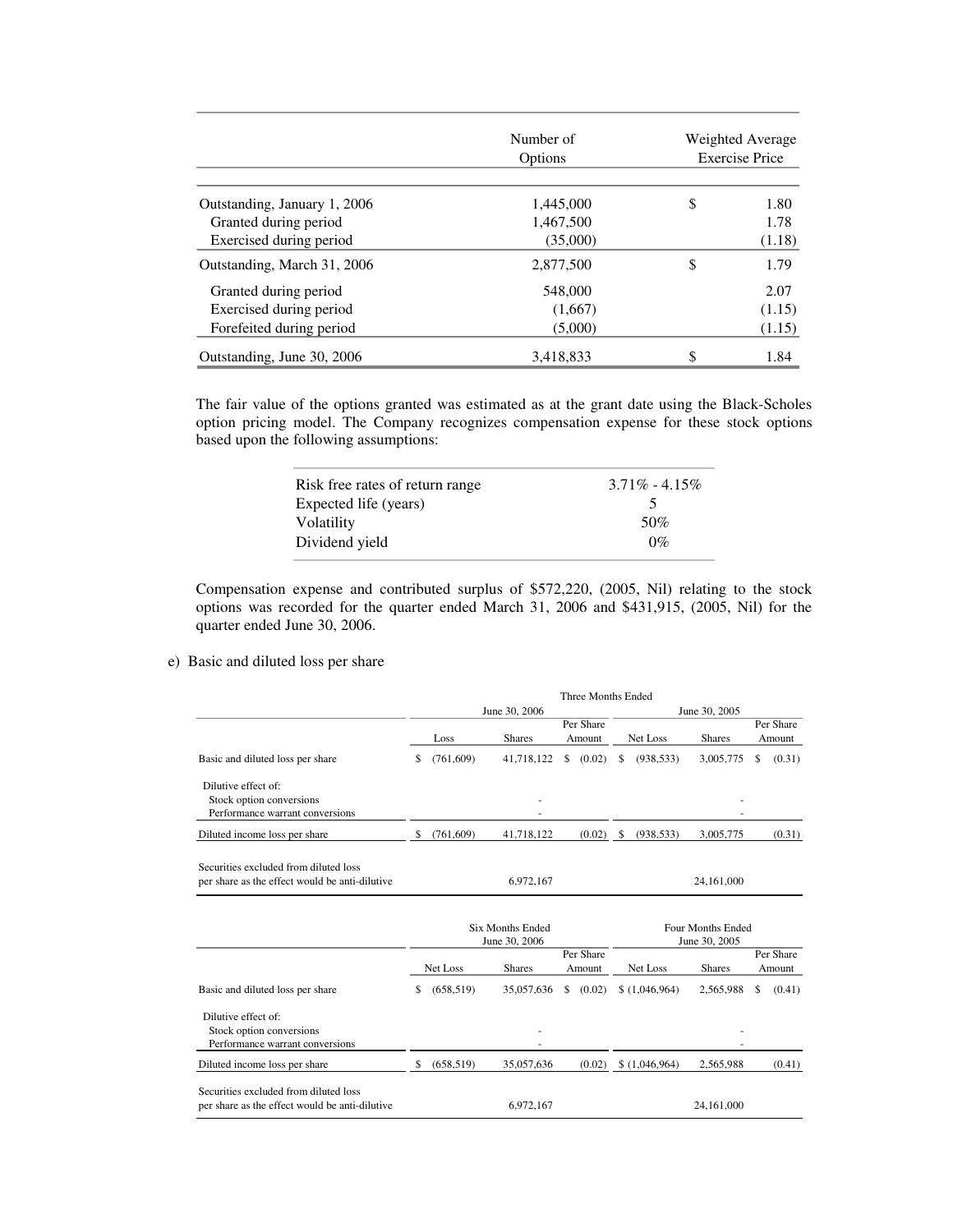| | Number of Options | Weighted Average Exercise Price |
|---|---|---|
| Outstanding, January 1, 2006 | 1,445,000 | $ 1.80 |
| Granted during period | 1,467,500 | 1.78 |
| Exercised during period | (35,000) | (1.18) |
| Outstanding, March 31, 2006 | 2,877,500 | $ 1.79 |
| Granted during period | 548,000 | 2.07 |
| Exercised during period | (1,667) | (1.15) |
| Forefeited during period | (5,000) | (1.15) |
| Outstanding, June 30, 2006 | 3,418,833 | $ 1.84 |

The fair value of the options granted was estimated as at the grant date using the Black-Scholes option pricing model. The Company recognizes compensation expense for these stock options based upon the following assumptions:

| | |
|---|---|
| Risk free rates of return range | 3.71% - 4.15% |
| Expected life (years) | 5 |
| Volatility | 50% |
| Dividend yield | 0% |

Compensation expense and contributed surplus of $572,220, (2005, Nil) relating to the stock options was recorded for the quarter ended March 31, 2006 and $431,915, (2005, Nil) for the quarter ended June 30, 2006.

e) Basic and diluted loss per share

| | Three Months Ended | | | | | |
|---|---|---|---|---|---|---|
| | June 30, 2006 | | | June 30, 2005 | | |
| | Loss | Shares | Per Share Amount | Net Loss | Shares | Per Share Amount |
| Basic and diluted loss per share | $ (761,609) | 41,718,122 | $ (0.02) | $ (938,533) | 3,005,775 | $ (0.31) |
| Dilutive effect of: | | | | | | |
| Stock option conversions | | - | | | - | |
| Performance warrant conversions | | - | | | - | |
| Diluted income loss per share | $ (761,609) | 41,718,122 | (0.02) | $ (938,533) | 3,005,775 | (0.31) |
| Securities excluded from diluted loss per share as the effect would be anti-dilutive | | 6,972,167 | | | 24,161,000 | |

| | Six Months Ended June 30, 2006 | | | Four Months Ended June 30, 2005 | | |
|---|---|---|---|---|---|---|
| | Net Loss | Shares | Per Share Amount | Net Loss | Shares | Per Share Amount |
| Basic and diluted loss per share | $ (658,519) | 35,057,636 | $ (0.02) | $ (1,046,964) | 2,565,988 | $ (0.41) |
| Dilutive effect of: | | | | | | |
| Stock option conversions | | - | | | - | |
| Performance warrant conversions | | - | | | - | |
| Diluted income loss per share | $ (658,519) | 35,057,636 | (0.02) | $ (1,046,964) | 2,565,988 | (0.41) |
| Securities excluded from diluted loss per share as the effect would be anti-dilutive | | 6,972,167 | | | 24,161,000 | |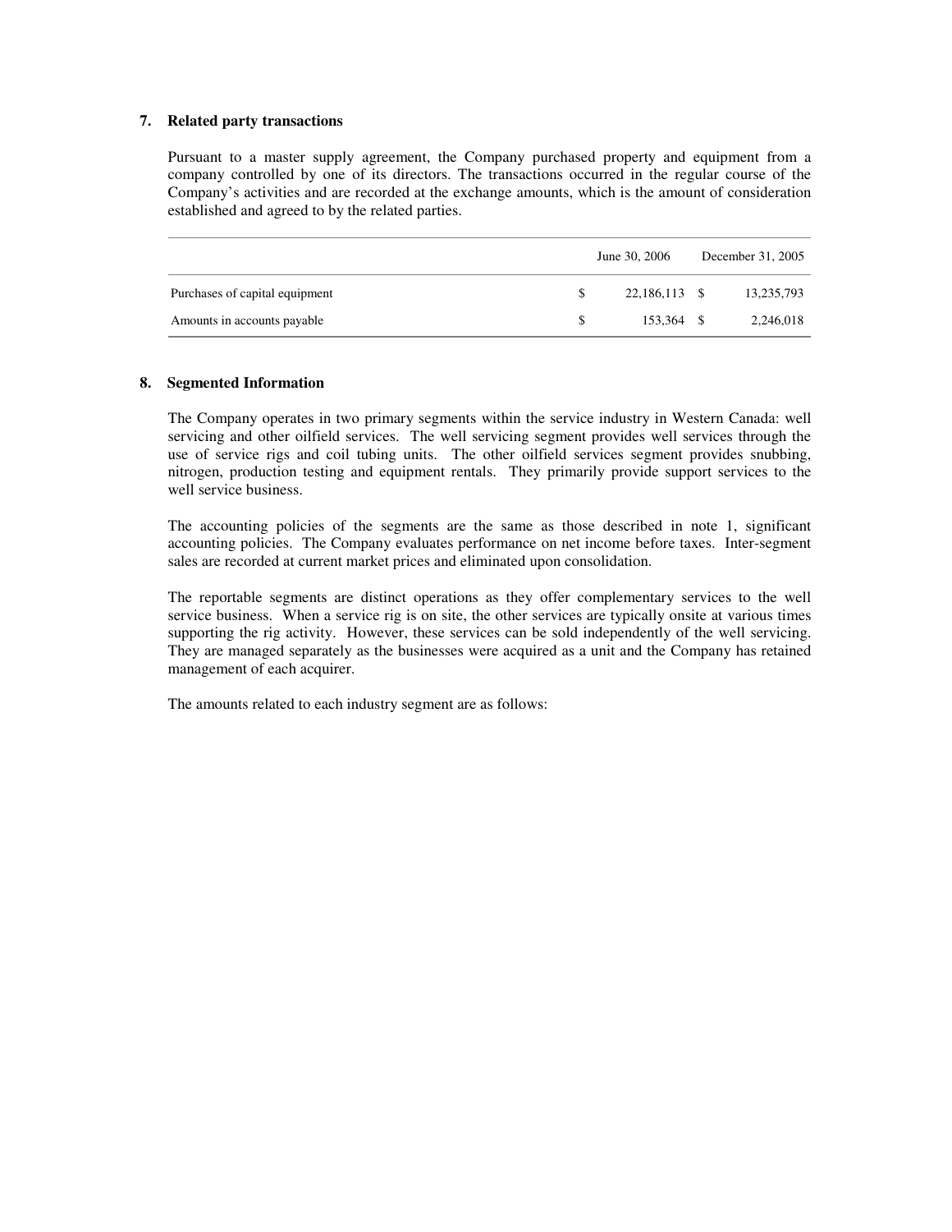## 7. Related party transactions

Pursuant to a master supply agreement, the Company purchased property and equipment from a company controlled by one of its directors. The transactions occurred in the regular course of the Company's activities and are recorded at the exchange amounts, which is the amount of consideration established and agreed to by the related parties.

| | June 30, 2006 | December 31, 2005 |
|---|---|---|
| Purchases of capital equipment | $ 22,186,113 | $ 13,235,793 |
| Amounts in accounts payable | $ 153,364 | $ 2,246,018 |

## 8. Segmented Information

The Company operates in two primary segments within the service industry in Western Canada: well servicing and other oilfield services. The well servicing segment provides well services through the use of service rigs and coil tubing units. The other oilfield services segment provides snubbing, nitrogen, production testing and equipment rentals. They primarily provide support services to the well service business.

The accounting policies of the segments are the same as those described in note 1, significant accounting policies. The Company evaluates performance on net income before taxes. Inter-segment sales are recorded at current market prices and eliminated upon consolidation.

The reportable segments are distinct operations as they offer complementary services to the well service business. When a service rig is on site, the other services are typically onsite at various times supporting the rig activity. However, these services can be sold independently of the well servicing. They are managed separately as the businesses were acquired as a unit and the Company has retained management of each acquirer.

The amounts related to each industry segment are as follows: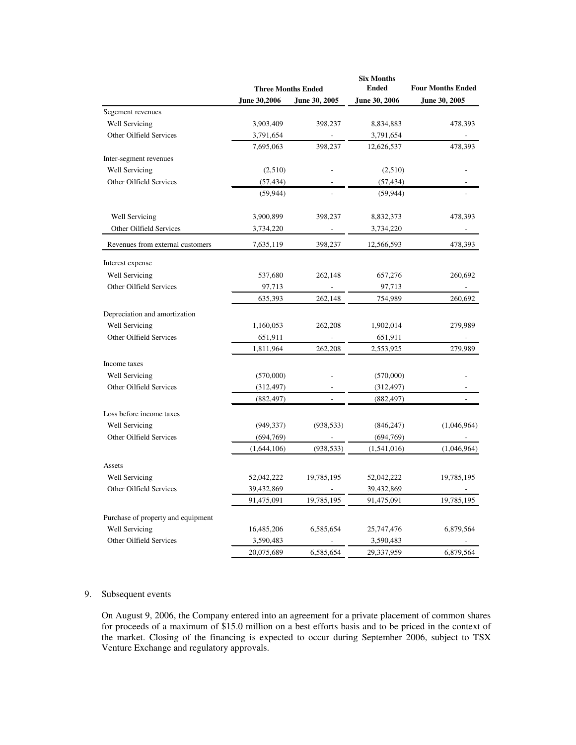| | Three Months Ended | | Six Months Ended | Four Months Ended |
|---|---|---|---|---|
| | June 30,2006 | June 30, 2005 | June 30, 2006 | June 30, 2005 |
| Segement revenues | | | | |
| Well Servicing | 3,903,409 | 398,237 | 8,834,883 | 478,393 |
| Other Oilfield Services | 3,791,654 | - | 3,791,654 | - |
| | 7,695,063 | 398,237 | 12,626,537 | 478,393 |
| Inter-segment revenues | | | | |
| Well Servicing | (2,510) | - | (2,510) | - |
| Other Oilfield Services | (57,434) | - | (57,434) | - |
| | (59,944) | - | (59,944) | - |
| Well Servicing | 3,900,899 | 398,237 | 8,832,373 | 478,393 |
| Other Oilfield Services | 3,734,220 | - | 3,734,220 | - |
| Revenues from external customers | 7,635,119 | 398,237 | 12,566,593 | 478,393 |
| Interest expense | | | | |
| Well Servicing | 537,680 | 262,148 | 657,276 | 260,692 |
| Other Oilfield Services | 97,713 | - | 97,713 | - |
| | 635,393 | 262,148 | 754,989 | 260,692 |
| Depreciation and amortization | | | | |
| Well Servicing | 1,160,053 | 262,208 | 1,902,014 | 279,989 |
| Other Oilfield Services | 651,911 | - | 651,911 | - |
| | 1,811,964 | 262,208 | 2,553,925 | 279,989 |
| Income taxes | | | | |
| Well Servicing | (570,000) | - | (570,000) | - |
| Other Oilfield Services | (312,497) | - | (312,497) | - |
| | (882,497) | - | (882,497) | - |
| Loss before income taxes | | | | |
| Well Servicing | (949,337) | (938,533) | (846,247) | (1,046,964) |
| Other Oilfield Services | (694,769) | - | (694,769) | - |
| | (1,644,106) | (938,533) | (1,541,016) | (1,046,964) |
| Assets | | | | |
| Well Servicing | 52,042,222 | 19,785,195 | 52,042,222 | 19,785,195 |
| Other Oilfield Services | 39,432,869 | - | 39,432,869 | - |
| | 91,475,091 | 19,785,195 | 91,475,091 | 19,785,195 |
| Purchase of property and equipment | | | | |
| Well Servicing | 16,485,206 | 6,585,654 | 25,747,476 | 6,879,564 |
| Other Oilfield Services | 3,590,483 | - | 3,590,483 | - |
| | 20,075,689 | 6,585,654 | 29,337,959 | 6,879,564 |

9. Subsequent events

On August 9, 2006, the Company entered into an agreement for a private placement of common shares for proceeds of a maximum of $15.0 million on a best efforts basis and to be priced in the context of the market. Closing of the financing is expected to occur during September 2006, subject to TSX Venture Exchange and regulatory approvals.